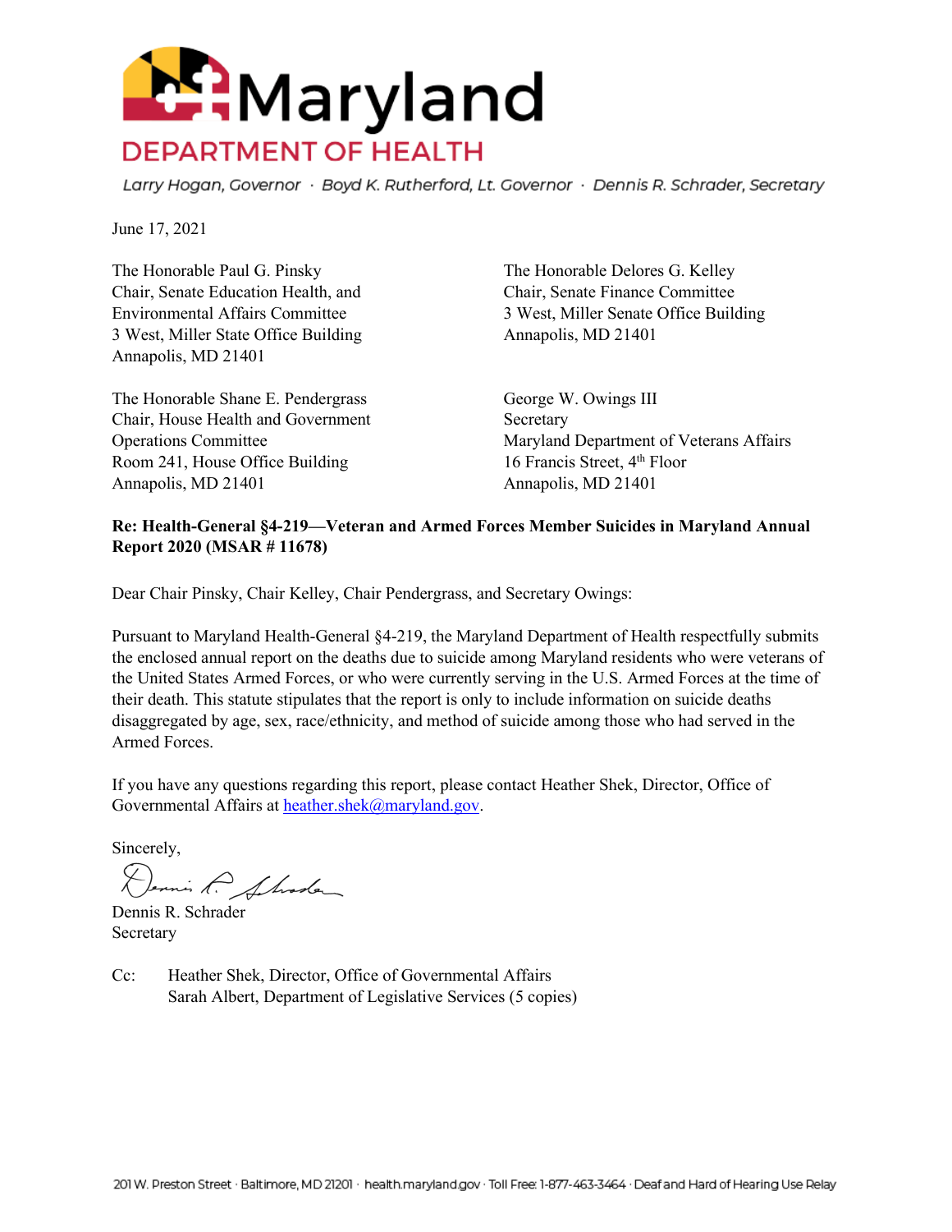# Maryland DEPARTMENT OF HEALTH

*Larry Hogan, Governor · Boyd K. Rutherford, Lt. Governor · Dennis R. Schrader, Secretary*

June 17, 2021

The Honorable Paul G. Pinsky
Chair, Senate Education Health, and Environmental Affairs Committee
3 West, Miller State Office Building
Annapolis, MD 21401

The Honorable Delores G. Kelley
Chair, Senate Finance Committee
3 West, Miller Senate Office Building
Annapolis, MD 21401

The Honorable Shane E. Pendergrass
Chair, House Health and Government Operations Committee
Room 241, House Office Building
Annapolis, MD 21401

George W. Owings III
Secretary
Maryland Department of Veterans Affairs
16 Francis Street, 4th Floor
Annapolis, MD 21401

**Re: Health-General §4-219—Veteran and Armed Forces Member Suicides in Maryland Annual Report 2020 (MSAR # 11678)**

Dear Chair Pinsky, Chair Kelley, Chair Pendergrass, and Secretary Owings:

Pursuant to Maryland Health-General §4-219, the Maryland Department of Health respectfully submits the enclosed annual report on the deaths due to suicide among Maryland residents who were veterans of the United States Armed Forces, or who were currently serving in the U.S. Armed Forces at the time of their death. This statute stipulates that the report is only to include information on suicide deaths disaggregated by age, sex, race/ethnicity, and method of suicide among those who had served in the Armed Forces.

If you have any questions regarding this report, please contact Heather Shek, Director, Office of Governmental Affairs at heather.shek@maryland.gov.

Sincerely,

Dennis R. Schrader
Secretary

Cc: Heather Shek, Director, Office of Governmental Affairs
Sarah Albert, Department of Legislative Services (5 copies)

201 W. Preston Street · Baltimore, MD 21201 · health.maryland.gov · Toll Free: 1-877-463-3464 · Deaf and Hard of Hearing Use Relay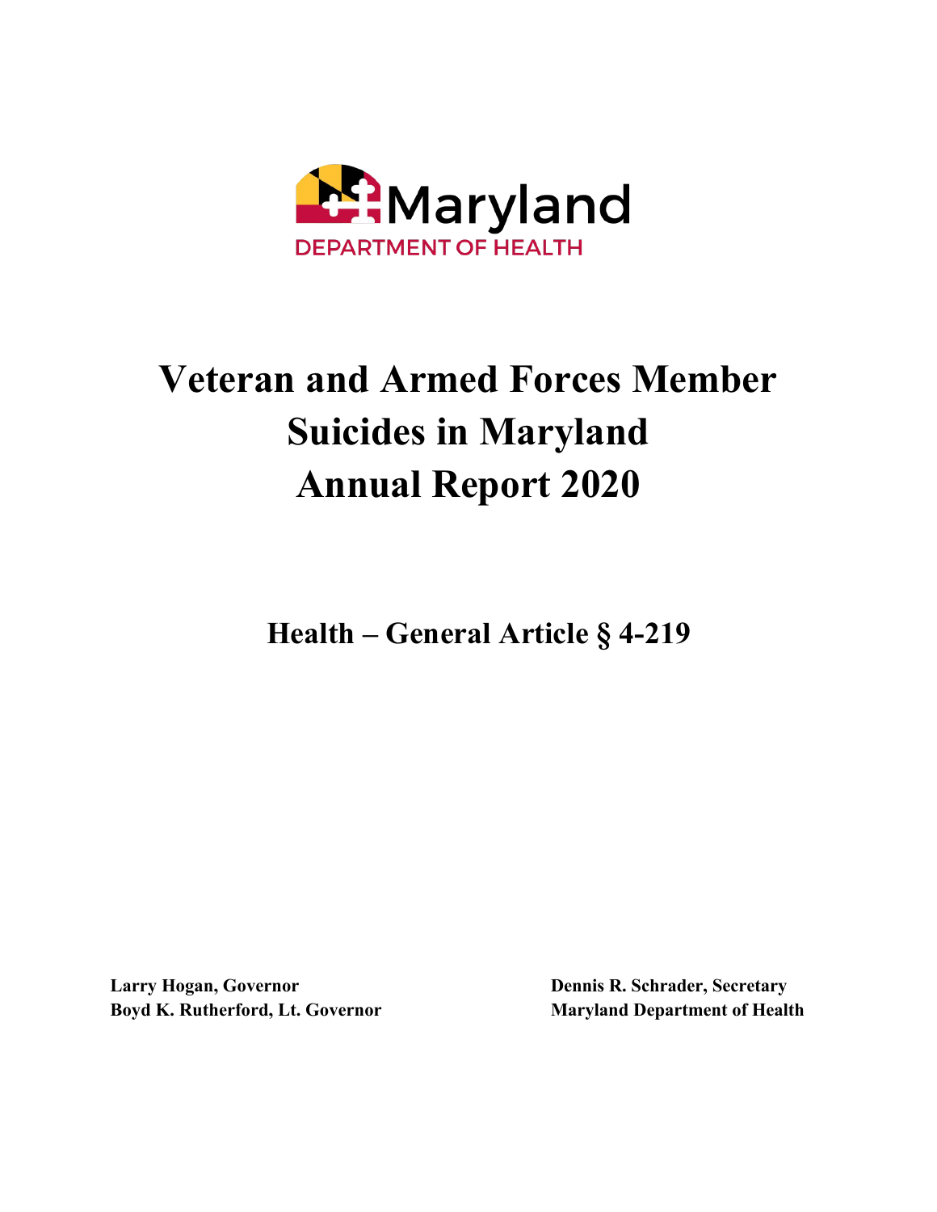Maryland

DEPARTMENT OF HEALTH

# Veteran and Armed Forces Member Suicides in Maryland Annual Report 2020

## Health – General Article § 4-219

**Larry Hogan, Governor**
**Boyd K. Rutherford, Lt. Governor**

**Dennis R. Schrader, Secretary**
**Maryland Department of Health**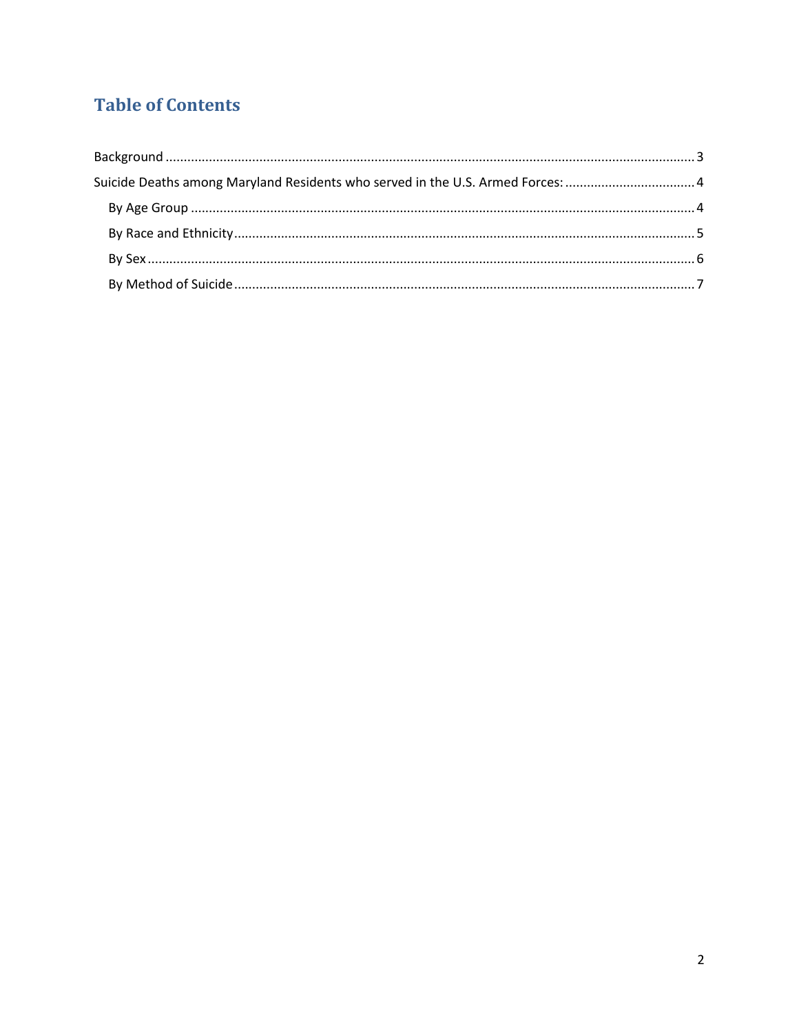# Table of Contents

Background ..................................................................................................................................... 3

Suicide Deaths among Maryland Residents who served in the U.S. Armed Forces: .................................... 4

- By Age Group ........................................................................................................................... 4
- By Race and Ethnicity ................................................................................................................ 5
- By Sex ....................................................................................................................................... 6
- By Method of Suicide ................................................................................................................ 7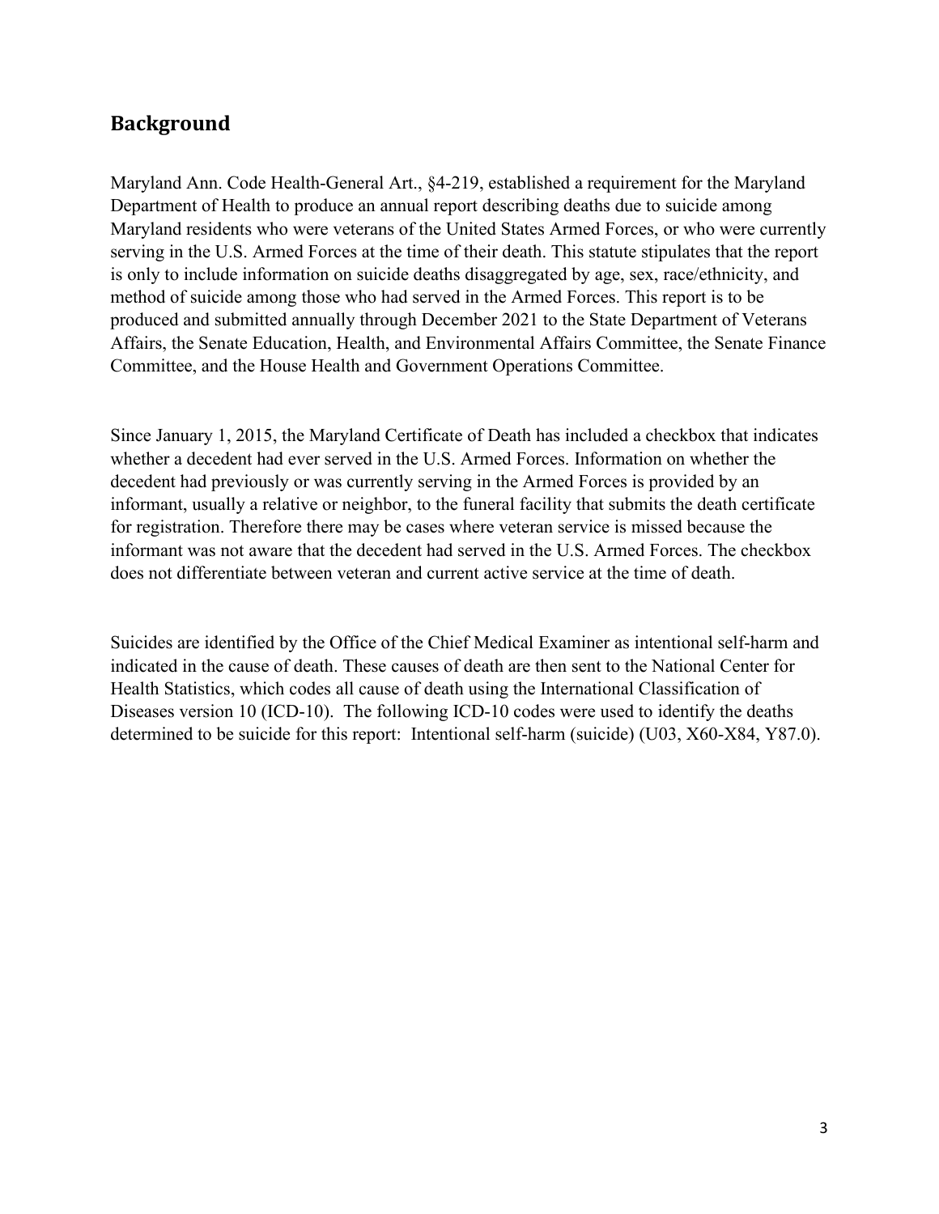## Background

Maryland Ann. Code Health-General Art., §4-219, established a requirement for the Maryland Department of Health to produce an annual report describing deaths due to suicide among Maryland residents who were veterans of the United States Armed Forces, or who were currently serving in the U.S. Armed Forces at the time of their death. This statute stipulates that the report is only to include information on suicide deaths disaggregated by age, sex, race/ethnicity, and method of suicide among those who had served in the Armed Forces. This report is to be produced and submitted annually through December 2021 to the State Department of Veterans Affairs, the Senate Education, Health, and Environmental Affairs Committee, the Senate Finance Committee, and the House Health and Government Operations Committee.

Since January 1, 2015, the Maryland Certificate of Death has included a checkbox that indicates whether a decedent had ever served in the U.S. Armed Forces. Information on whether the decedent had previously or was currently serving in the Armed Forces is provided by an informant, usually a relative or neighbor, to the funeral facility that submits the death certificate for registration. Therefore there may be cases where veteran service is missed because the informant was not aware that the decedent had served in the U.S. Armed Forces. The checkbox does not differentiate between veteran and current active service at the time of death.

Suicides are identified by the Office of the Chief Medical Examiner as intentional self-harm and indicated in the cause of death. These causes of death are then sent to the National Center for Health Statistics, which codes all cause of death using the International Classification of Diseases version 10 (ICD-10). The following ICD-10 codes were used to identify the deaths determined to be suicide for this report: Intentional self-harm (suicide) (U03, X60-X84, Y87.0).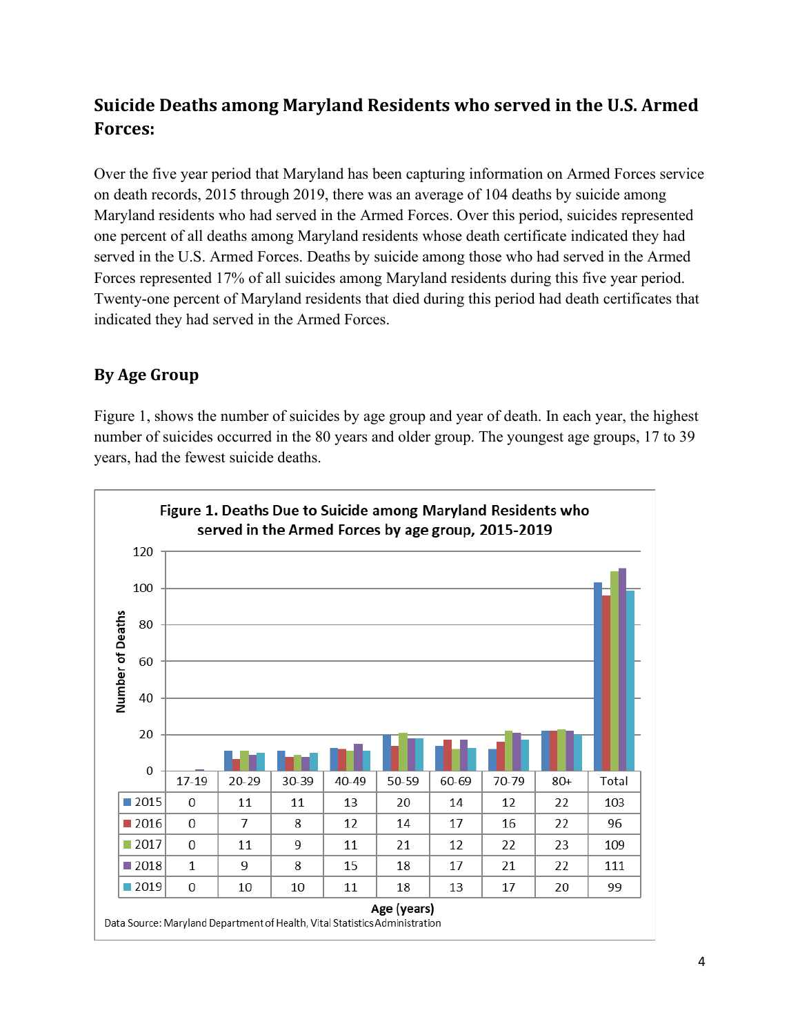## Suicide Deaths among Maryland Residents who served in the U.S. Armed Forces:

Over the five year period that Maryland has been capturing information on Armed Forces service on death records, 2015 through 2019, there was an average of 104 deaths by suicide among Maryland residents who had served in the Armed Forces. Over this period, suicides represented one percent of all deaths among Maryland residents whose death certificate indicated they had served in the U.S. Armed Forces. Deaths by suicide among those who had served in the Armed Forces represented 17% of all suicides among Maryland residents during this five year period. Twenty-one percent of Maryland residents that died during this period had death certificates that indicated they had served in the Armed Forces.

### By Age Group

Figure 1, shows the number of suicides by age group and year of death. In each year, the highest number of suicides occurred in the 80 years and older group. The youngest age groups, 17 to 39 years, had the fewest suicide deaths.

**Figure 1. Deaths Due to Suicide among Maryland Residents who served in the Armed Forces by age group, 2015-2019**

| Year | 17-19 | 20-29 | 30-39 | 40-49 | 50-59 | 60-69 | 70-79 | 80+ | Total |
|---|---|---|---|---|---|---|---|---|---|
| 2015 | 0 | 11 | 11 | 13 | 20 | 14 | 12 | 22 | 103 |
| 2016 | 0 | 7 | 8 | 12 | 14 | 17 | 16 | 22 | 96 |
| 2017 | 0 | 11 | 9 | 11 | 21 | 12 | 22 | 23 | 109 |
| 2018 | 1 | 9 | 8 | 15 | 18 | 17 | 21 | 22 | 111 |
| 2019 | 0 | 10 | 10 | 11 | 18 | 13 | 17 | 20 | 99 |

Age (years)

Data Source: Maryland Department of Health, Vital Statistics Administration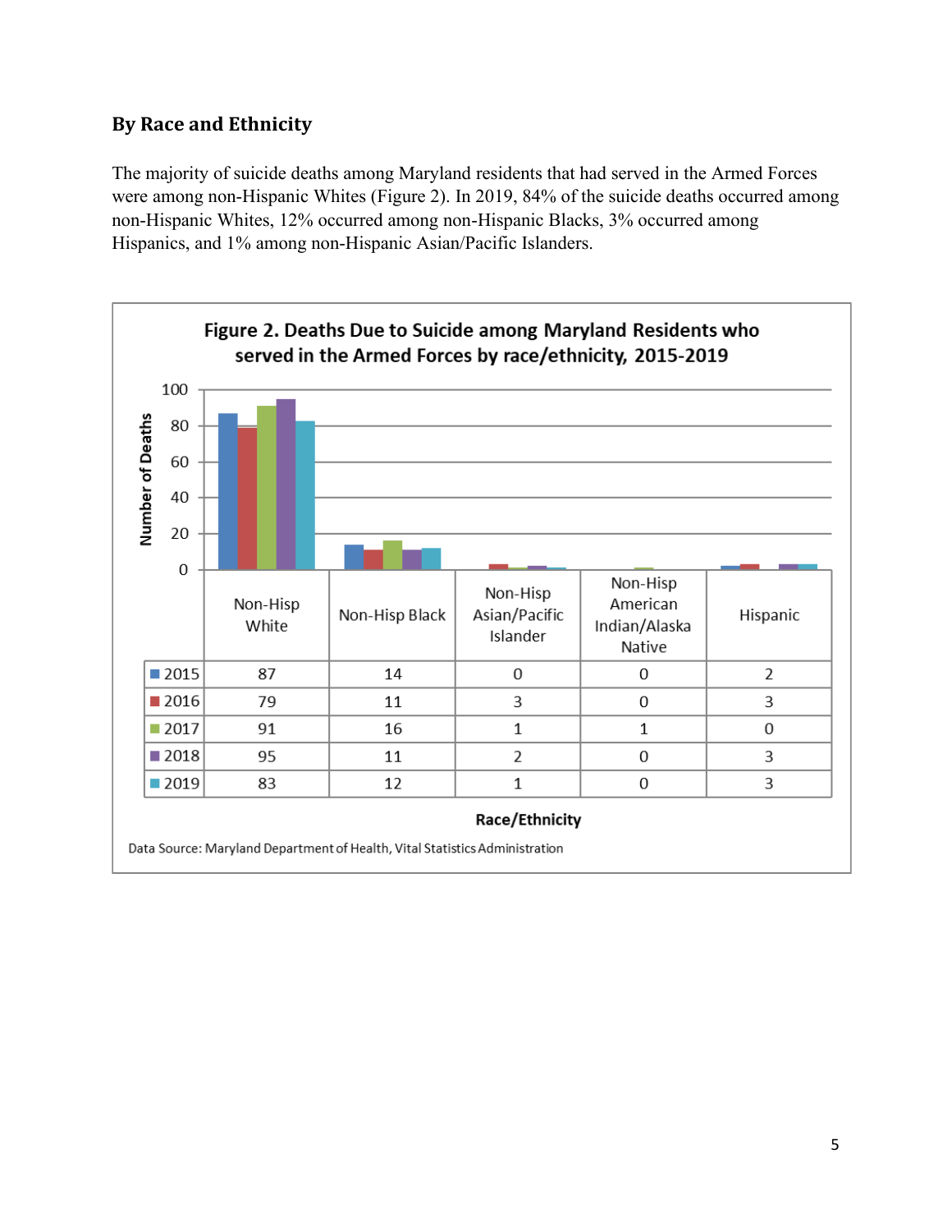### By Race and Ethnicity

The majority of suicide deaths among Maryland residents that had served in the Armed Forces were among non-Hispanic Whites (Figure 2). In 2019, 84% of the suicide deaths occurred among non-Hispanic Whites, 12% occurred among non-Hispanic Blacks, 3% occurred among Hispanics, and 1% among non-Hispanic Asian/Pacific Islanders.

**Figure 2. Deaths Due to Suicide among Maryland Residents who served in the Armed Forces by race/ethnicity, 2015-2019**

| Year | Non-Hisp White | Non-Hisp Black | Non-Hisp Asian/Pacific Islander | Non-Hisp American Indian/Alaska Native | Hispanic |
|---|---|---|---|---|---|
| 2015 | 87 | 14 | 0 | 0 | 2 |
| 2016 | 79 | 11 | 3 | 0 | 3 |
| 2017 | 91 | 16 | 1 | 1 | 0 |
| 2018 | 95 | 11 | 2 | 0 | 3 |
| 2019 | 83 | 12 | 1 | 0 | 3 |

Race/Ethnicity

Data Source: Maryland Department of Health, Vital Statistics Administration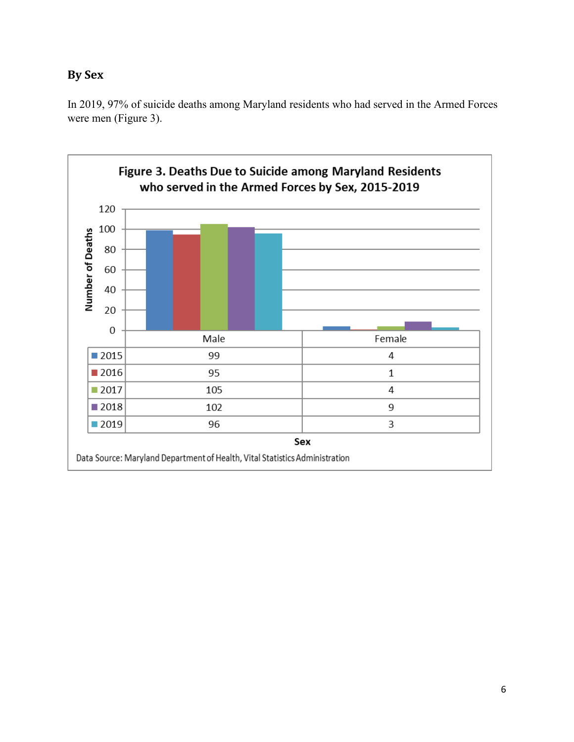## By Sex

In 2019, 97% of suicide deaths among Maryland residents who had served in the Armed Forces were men (Figure 3).

**Figure 3. Deaths Due to Suicide among Maryland Residents who served in the Armed Forces by Sex, 2015-2019**

| Year | Male | Female |
|---|---|---|
| 2015 | 99 | 4 |
| 2016 | 95 | 1 |
| 2017 | 105 | 4 |
| 2018 | 102 | 9 |
| 2019 | 96 | 3 |

Data Source: Maryland Department of Health, Vital Statistics Administration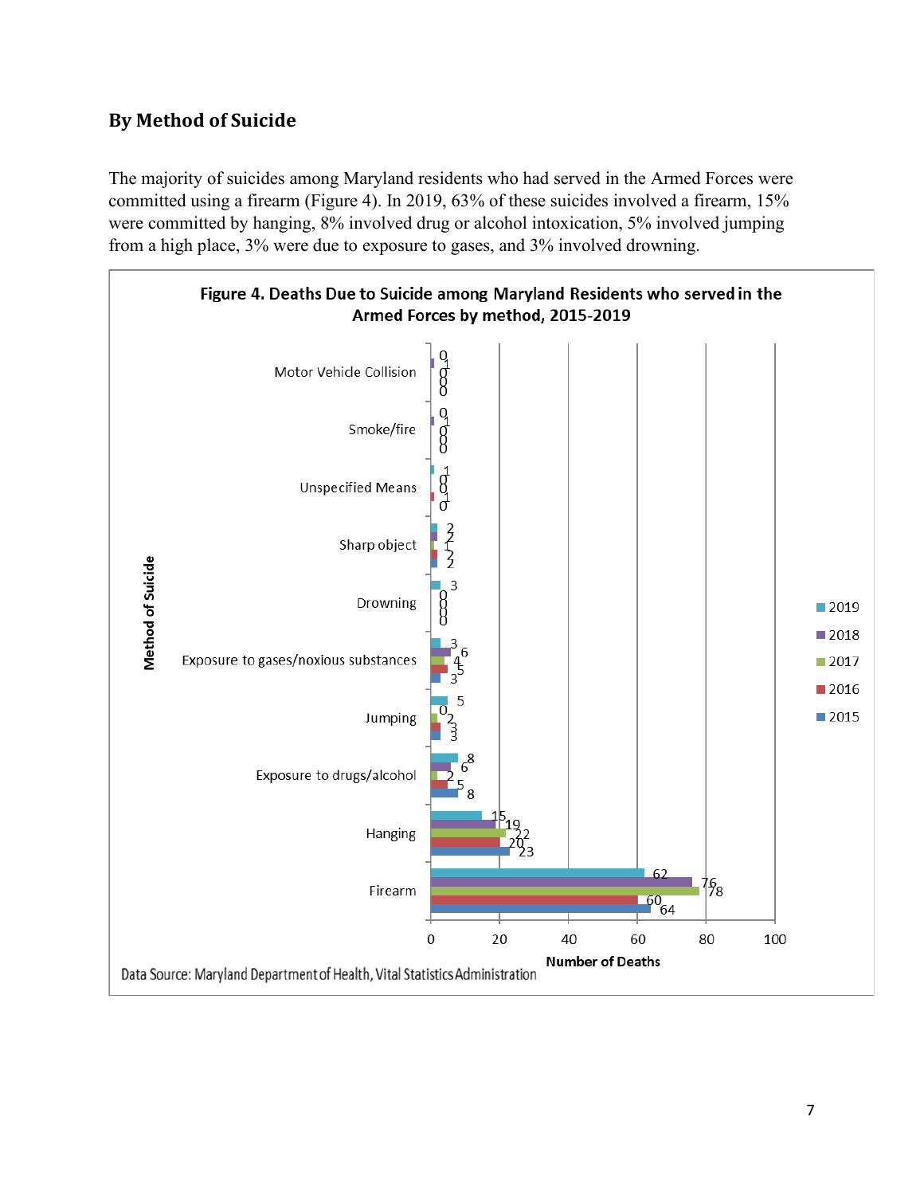## By Method of Suicide

The majority of suicides among Maryland residents who had served in the Armed Forces were committed using a firearm (Figure 4). In 2019, 63% of these suicides involved a firearm, 15% were committed by hanging, 8% involved drug or alcohol intoxication, 5% involved jumping from a high place, 3% were due to exposure to gases, and 3% involved drowning.

**Figure 4. Deaths Due to Suicide among Maryland Residents who served in the Armed Forces by method, 2015-2019**

Method of Suicide

Motor Vehicle Collision: 0, 1, 0, 0, 0

Smoke/fire: 0, 1, 0, 0, 0

Unspecified Means: 1, 0, 0, 1, 0

Sharp object: 2, 2, 1, 2, 2

Drowning: 3, 0, 0, 0, 0

Exposure to gases/noxious substances: 3, 6, 4, 5, 3

Jumping: 5, 0, 2, 3, 3

Exposure to drugs/alcohol: 8, 6, 2, 5, 8

Hanging: 15, 19, 22, 20, 23

Firearm: 62, 76, 78, 60, 64

0 20 40 60 80 100

Number of Deaths

2019, 2018, 2017, 2016, 2015

Data Source: Maryland Department of Health, Vital Statistics Administration